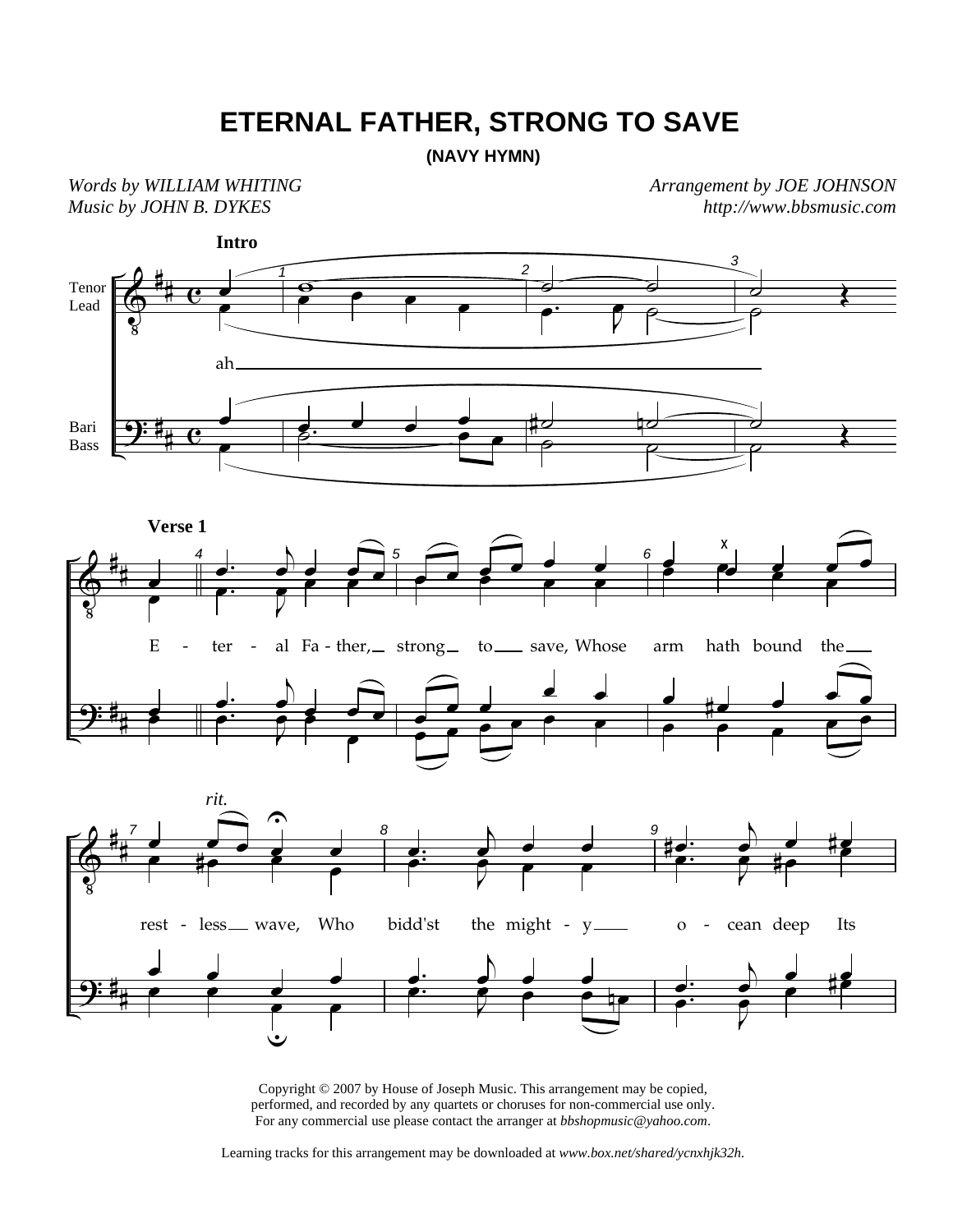# ETERNAL FATHER, STRONG TO SAVE

**(NAVY HYMN)**

*Words by WILLIAM WHITING*
*Music by JOHN B. DYKES*

*Arrangement by JOE JOHNSON*
*http://www.bbsmusic.com*

**Intro**

Tenor / Lead

ah

Bari / Bass

**Verse 1**

E - ter - al Fa - ther, strong to save, Whose arm hath bound the

*rit.*

rest - less wave, Who bidd'st the might - y o - cean deep Its

Copyright © 2007 by House of Joseph Music. This arrangement may be copied, performed, and recorded by any quartets or choruses for non-commercial use only. For any commercial use please contact the arranger at *bbshopmusic@yahoo.com*.

Learning tracks for this arrangement may be downloaded at *www.box.net/shared/ycnxhjk32h*.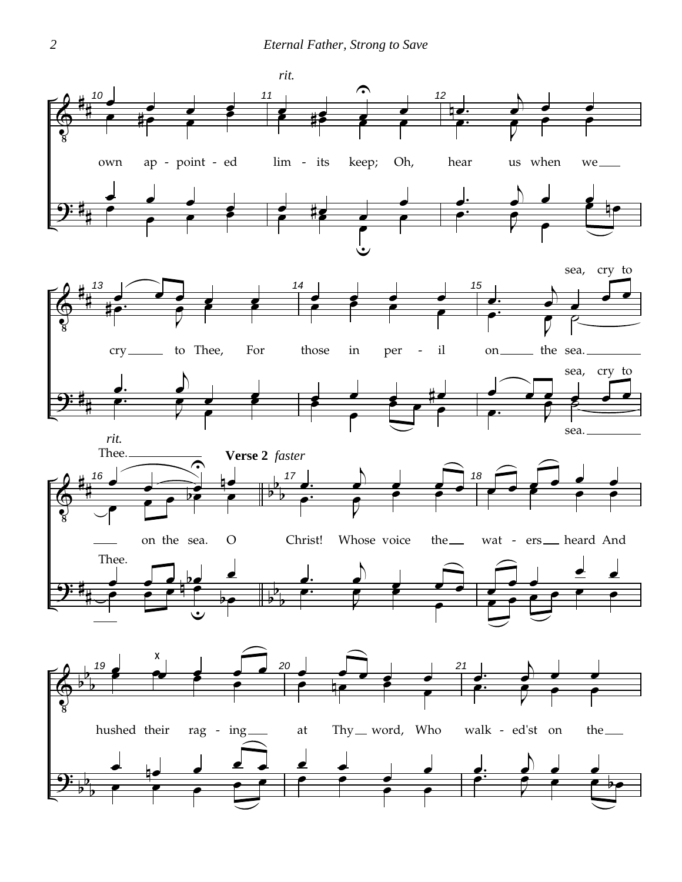*rit.*

own ap - point - ed lim - its keep; Oh, hear us when we cry to Thee, For those in per - il on the sea.

sea, cry to Thee. on the sea.

*rit.*

**Verse 2** *faster*

O Christ! Whose voice the wat - ers heard And hushed their rag - ing at Thy word, Who walk - ed'st on the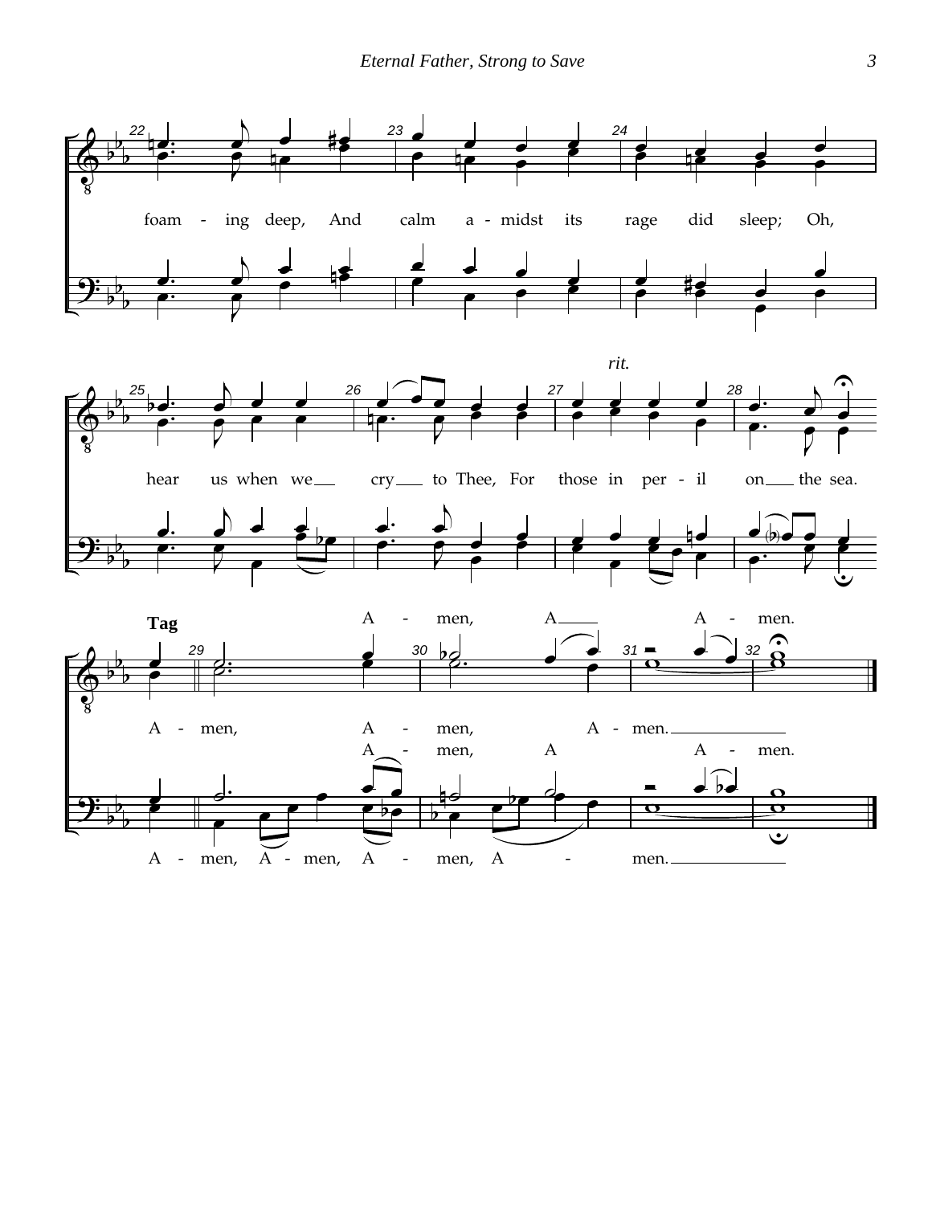foam - ing deep, And calm a - midst its rage did sleep; Oh,

*rit.*

hear us when we cry to Thee, For those in per - il on the sea.

**Tag**

A - men, A A - men.

A - men, A - men, A - men.

A - men, A A - men.

A - men, A - men, A - men, A - men.